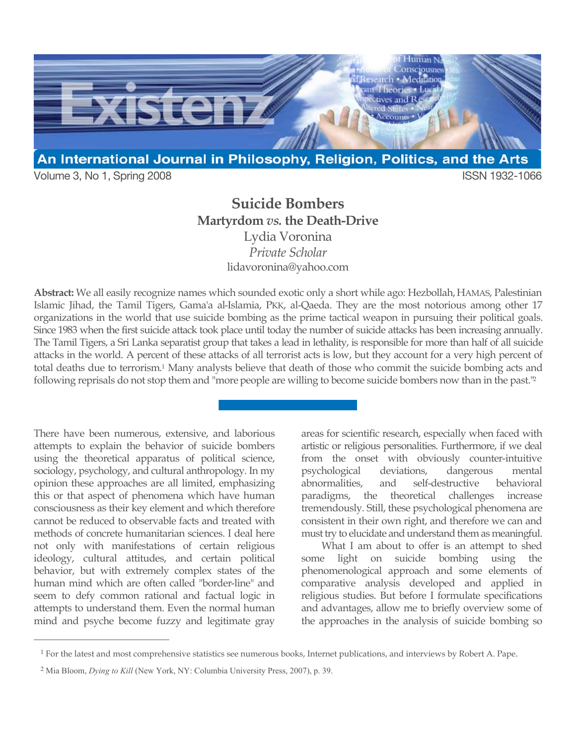# Suicide Bombers

## Martyrdom *vs.* the Death-Drive

Lydia Voronina
*Private Scholar*
lidavoronina@yahoo.com

**Abstract:** We all easily recognize names which sounded exotic only a short while ago: Hezbollah, HAMAS, Palestinian Islamic Jihad, the Tamil Tigers, Gama'a al-Islamia, PKK, al-Qaeda. They are the most notorious among other 17 organizations in the world that use suicide bombing as the prime tactical weapon in pursuing their political goals. Since 1983 when the first suicide attack took place until today the number of suicide attacks has been increasing annually. The Tamil Tigers, a Sri Lanka separatist group that takes a lead in lethality, is responsible for more than half of all suicide attacks in the world. A percent of these attacks of all terrorist acts is low, but they account for a very high percent of total deaths due to terrorism.[1] Many analysts believe that death of those who commit the suicide bombing acts and following reprisals do not stop them and "more people are willing to become suicide bombers now than in the past."[2]

There have been numerous, extensive, and laborious attempts to explain the behavior of suicide bombers using the theoretical apparatus of political science, sociology, psychology, and cultural anthropology. In my opinion these approaches are all limited, emphasizing this or that aspect of phenomena which have human consciousness as their key element and which therefore cannot be reduced to observable facts and treated with methods of concrete humanitarian sciences. I deal here not only with manifestations of certain religious ideology, cultural attitudes, and certain political behavior, but with extremely complex states of the human mind which are often called "border-line" and seem to defy common rational and factual logic in attempts to understand them. Even the normal human mind and psyche become fuzzy and legitimate gray areas for scientific research, especially when faced with artistic or religious personalities. Furthermore, if we deal from the onset with obviously counter-intuitive psychological deviations, dangerous mental abnormalities, and self-destructive behavioral paradigms, the theoretical challenges increase tremendously. Still, these psychological phenomena are consistent in their own right, and therefore we can and must try to elucidate and understand them as meaningful.

What I am about to offer is an attempt to shed some light on suicide bombing using the phenomenological approach and some elements of comparative analysis developed and applied in religious studies. But before I formulate specifications and advantages, allow me to briefly overview some of the approaches in the analysis of suicide bombing so

---

[1] For the latest and most comprehensive statistics see numerous books, Internet publications, and interviews by Robert A. Pape.

[2] Mia Bloom, *Dying to Kill* (New York, NY: Columbia University Press, 2007), p. 39.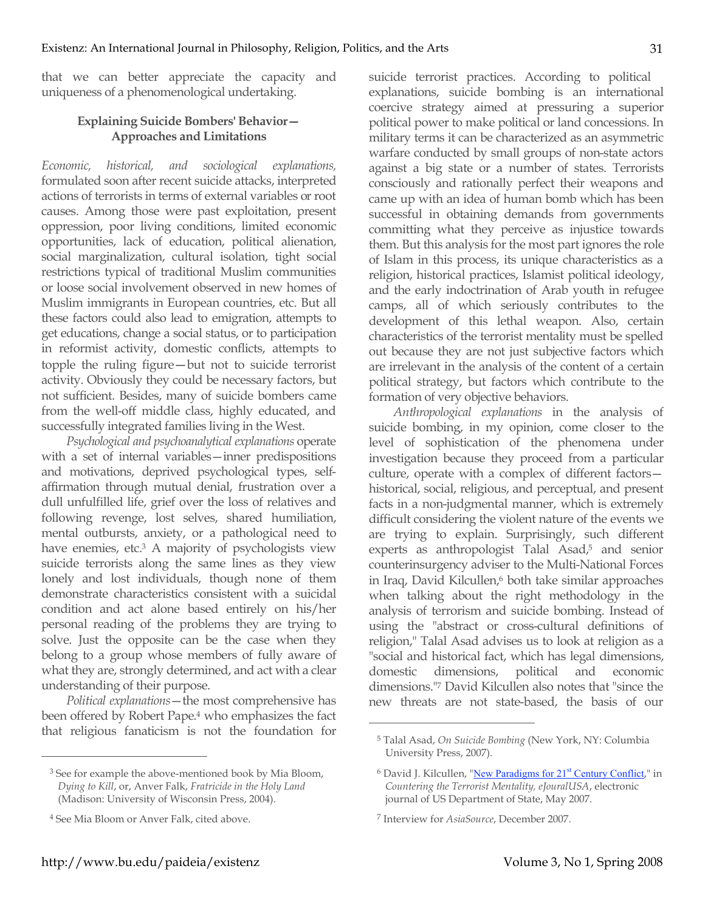that we can better appreciate the capacity and uniqueness of a phenomenological undertaking.

### Explaining Suicide Bombers' Behavior—Approaches and Limitations

*Economic, historical, and sociological explanations,* formulated soon after recent suicide attacks, interpreted actions of terrorists in terms of external variables or root causes. Among those were past exploitation, present oppression, poor living conditions, limited economic opportunities, lack of education, political alienation, social marginalization, cultural isolation, tight social restrictions typical of traditional Muslim communities or loose social involvement observed in new homes of Muslim immigrants in European countries, etc. But all these factors could also lead to emigration, attempts to get educations, change a social status, or to participation in reformist activity, domestic conflicts, attempts to topple the ruling figure—but not to suicide terrorist activity. Obviously they could be necessary factors, but not sufficient. Besides, many of suicide bombers came from the well-off middle class, highly educated, and successfully integrated families living in the West.

*Psychological and psychoanalytical explanations* operate with a set of internal variables—inner predispositions and motivations, deprived psychological types, self-affirmation through mutual denial, frustration over a dull unfulfilled life, grief over the loss of relatives and following revenge, lost selves, shared humiliation, mental outbursts, anxiety, or a pathological need to have enemies, etc.[3] A majority of psychologists view suicide terrorists along the same lines as they view lonely and lost individuals, though none of them demonstrate characteristics consistent with a suicidal condition and act alone based entirely on his/her personal reading of the problems they are trying to solve. Just the opposite can be the case when they belong to a group whose members of fully aware of what they are, strongly determined, and act with a clear understanding of their purpose.

*Political explanations*—the most comprehensive has been offered by Robert Pape.[4] who emphasizes the fact that religious fanaticism is not the foundation for suicide terrorist practices. According to political explanations, suicide bombing is an international coercive strategy aimed at pressuring a superior political power to make political or land concessions. In military terms it can be characterized as an asymmetric warfare conducted by small groups of non-state actors against a big state or a number of states. Terrorists consciously and rationally perfect their weapons and came up with an idea of human bomb which has been successful in obtaining demands from governments committing what they perceive as injustice towards them. But this analysis for the most part ignores the role of Islam in this process, its unique characteristics as a religion, historical practices, Islamist political ideology, and the early indoctrination of Arab youth in refugee camps, all of which seriously contributes to the development of this lethal weapon. Also, certain characteristics of the terrorist mentality must be spelled out because they are not just subjective factors which are irrelevant in the analysis of the content of a certain political strategy, but factors which contribute to the formation of very objective behaviors.

*Anthropological explanations* in the analysis of suicide bombing, in my opinion, come closer to the level of sophistication of the phenomena under investigation because they proceed from a particular culture, operate with a complex of different factors—historical, social, religious, and perceptual, and present facts in a non-judgmental manner, which is extremely difficult considering the violent nature of the events we are trying to explain. Surprisingly, such different experts as anthropologist Talal Asad,[5] and senior counterinsurgency adviser to the Multi-National Forces in Iraq, David Kilcullen,[6] both take similar approaches when talking about the right methodology in the analysis of terrorism and suicide bombing. Instead of using the "abstract or cross-cultural definitions of religion," Talal Asad advises us to look at religion as a "social and historical fact, which has legal dimensions, domestic dimensions, political and economic dimensions."[7] David Kilcullen also notes that "since the new threats are not state-based, the basis of our

---

[3] See for example the above-mentioned book by Mia Bloom, *Dying to Kill*, or, Anver Falk, *Fratricide in the Holy Land* (Madison: University of Wisconsin Press, 2004).

[4] See Mia Bloom or Anver Falk, cited above.

[5] Talal Asad, *On Suicide Bombing* (New York, NY: Columbia University Press, 2007).

[6] David J. Kilcullen, "New Paradigms for 21st Century Conflict," in *Countering the Terrorist Mentality, eJouralUSA*, electronic journal of US Department of State, May 2007.

[7] Interview for *AsiaSource*, December 2007.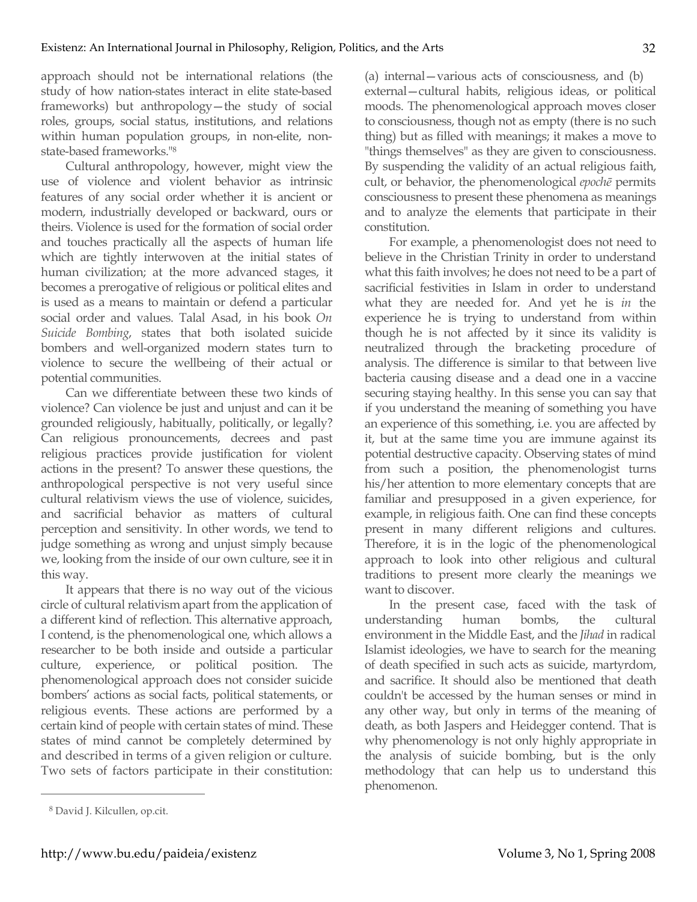approach should not be international relations (the study of how nation-states interact in elite state-based frameworks) but anthropology—the study of social roles, groups, social status, institutions, and relations within human population groups, in non-elite, non-state-based frameworks."[8]

Cultural anthropology, however, might view the use of violence and violent behavior as intrinsic features of any social order whether it is ancient or modern, industrially developed or backward, ours or theirs. Violence is used for the formation of social order and touches practically all the aspects of human life which are tightly interwoven at the initial states of human civilization; at the more advanced stages, it becomes a prerogative of religious or political elites and is used as a means to maintain or defend a particular social order and values. Talal Asad, in his book *On Suicide Bombing*, states that both isolated suicide bombers and well-organized modern states turn to violence to secure the wellbeing of their actual or potential communities.

Can we differentiate between these two kinds of violence? Can violence be just and unjust and can it be grounded religiously, habitually, politically, or legally? Can religious pronouncements, decrees and past religious practices provide justification for violent actions in the present? To answer these questions, the anthropological perspective is not very useful since cultural relativism views the use of violence, suicides, and sacrificial behavior as matters of cultural perception and sensitivity. In other words, we tend to judge something as wrong and unjust simply because we, looking from the inside of our own culture, see it in this way.

It appears that there is no way out of the vicious circle of cultural relativism apart from the application of a different kind of reflection. This alternative approach, I contend, is the phenomenological one, which allows a researcher to be both inside and outside a particular culture, experience, or political position. The phenomenological approach does not consider suicide bombers' actions as social facts, political statements, or religious events. These actions are performed by a certain kind of people with certain states of mind. These states of mind cannot be completely determined by and described in terms of a given religion or culture. Two sets of factors participate in their constitution: (a) internal—various acts of consciousness, and (b) external—cultural habits, religious ideas, or political moods. The phenomenological approach moves closer to consciousness, though not as empty (there is no such thing) but as filled with meanings; it makes a move to "things themselves" as they are given to consciousness. By suspending the validity of an actual religious faith, cult, or behavior, the phenomenological *epochē* permits consciousness to present these phenomena as meanings and to analyze the elements that participate in their constitution.

For example, a phenomenologist does not need to believe in the Christian Trinity in order to understand what this faith involves; he does not need to be a part of sacrificial festivities in Islam in order to understand what they are needed for. And yet he is *in* the experience he is trying to understand from within though he is not affected by it since its validity is neutralized through the bracketing procedure of analysis. The difference is similar to that between live bacteria causing disease and a dead one in a vaccine securing staying healthy. In this sense you can say that if you understand the meaning of something you have an experience of this something, i.e. you are affected by it, but at the same time you are immune against its potential destructive capacity. Observing states of mind from such a position, the phenomenologist turns his/her attention to more elementary concepts that are familiar and presupposed in a given experience, for example, in religious faith. One can find these concepts present in many different religions and cultures. Therefore, it is in the logic of the phenomenological approach to look into other religious and cultural traditions to present more clearly the meanings we want to discover.

In the present case, faced with the task of understanding human bombs, the cultural environment in the Middle East, and the *Jihad* in radical Islamist ideologies, we have to search for the meaning of death specified in such acts as suicide, martyrdom, and sacrifice. It should also be mentioned that death couldn't be accessed by the human senses or mind in any other way, but only in terms of the meaning of death, as both Jaspers and Heidegger contend. That is why phenomenology is not only highly appropriate in the analysis of suicide bombing, but is the only methodology that can help us to understand this phenomenon.

[8] David J. Kilcullen, op.cit.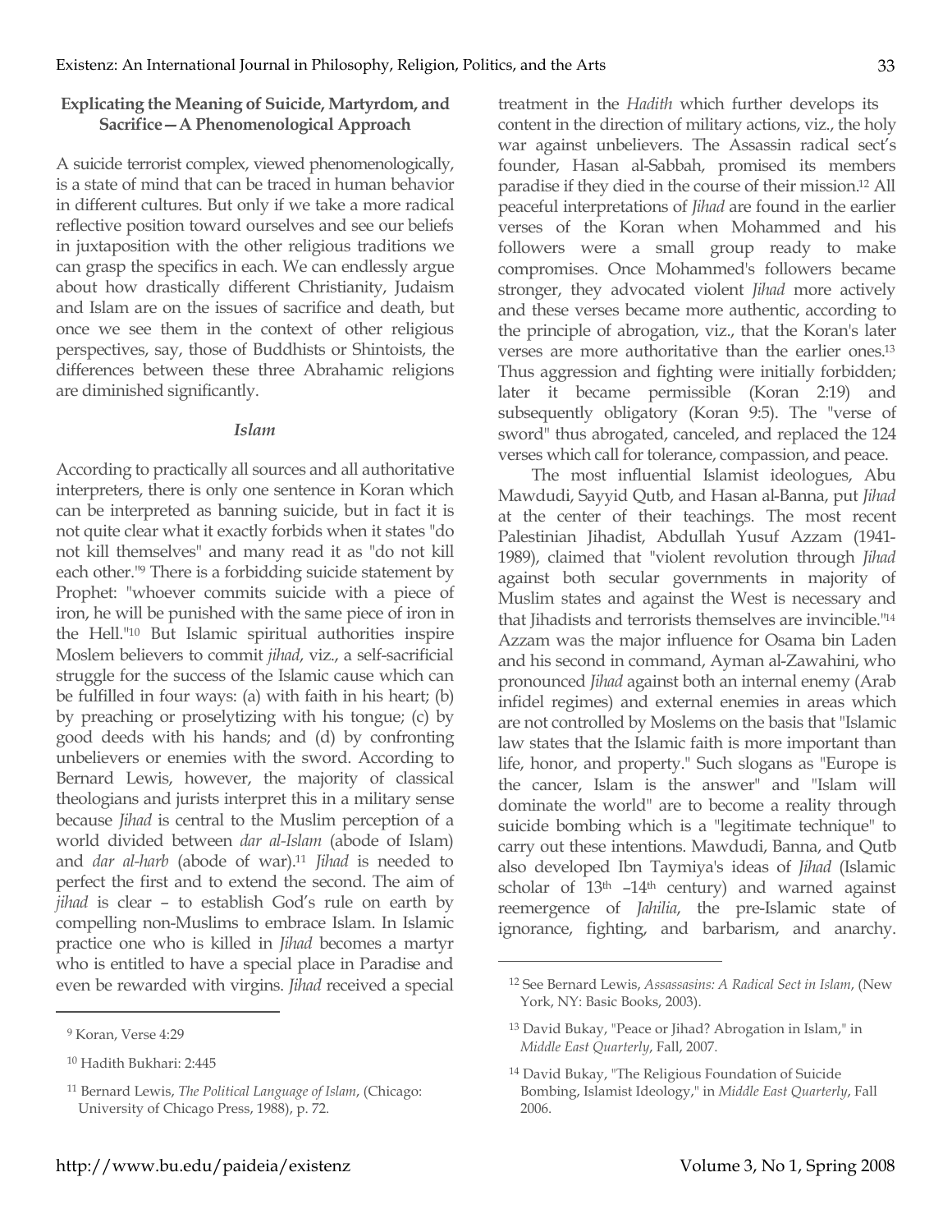**Explicating the Meaning of Suicide, Martyrdom, and Sacrifice—A Phenomenological Approach**

A suicide terrorist complex, viewed phenomenologically, is a state of mind that can be traced in human behavior in different cultures. But only if we take a more radical reflective position toward ourselves and see our beliefs in juxtaposition with the other religious traditions we can grasp the specifics in each. We can endlessly argue about how drastically different Christianity, Judaism and Islam are on the issues of sacrifice and death, but once we see them in the context of other religious perspectives, say, those of Buddhists or Shintoists, the differences between these three Abrahamic religions are diminished significantly.

***Islam***

According to practically all sources and all authoritative interpreters, there is only one sentence in Koran which can be interpreted as banning suicide, but in fact it is not quite clear what it exactly forbids when it states "do not kill themselves" and many read it as "do not kill each other."[9] There is a forbidding suicide statement by Prophet: "whoever commits suicide with a piece of iron, he will be punished with the same piece of iron in the Hell."[10] But Islamic spiritual authorities inspire Moslem believers to commit *jihad*, viz., a self-sacrificial struggle for the success of the Islamic cause which can be fulfilled in four ways: (a) with faith in his heart; (b) by preaching or proselytizing with his tongue; (c) by good deeds with his hands; and (d) by confronting unbelievers or enemies with the sword. According to Bernard Lewis, however, the majority of classical theologians and jurists interpret this in a military sense because *Jihad* is central to the Muslim perception of a world divided between *dar al-Islam* (abode of Islam) and *dar al-harb* (abode of war).[11] *Jihad* is needed to perfect the first and to extend the second. The aim of *jihad* is clear – to establish God's rule on earth by compelling non-Muslims to embrace Islam. In Islamic practice one who is killed in *Jihad* becomes a martyr who is entitled to have a special place in Paradise and even be rewarded with virgins. *Jihad* received a special treatment in the *Hadith* which further develops its content in the direction of military actions, viz., the holy war against unbelievers. The Assassin radical sect's founder, Hasan al-Sabbah, promised its members paradise if they died in the course of their mission.[12] All peaceful interpretations of *Jihad* are found in the earlier verses of the Koran when Mohammed and his followers were a small group ready to make compromises. Once Mohammed's followers became stronger, they advocated violent *Jihad* more actively and these verses became more authentic, according to the principle of abrogation, viz., that the Koran's later verses are more authoritative than the earlier ones.[13] Thus aggression and fighting were initially forbidden; later it became permissible (Koran 2:19) and subsequently obligatory (Koran 9:5). The "verse of sword" thus abrogated, canceled, and replaced the 124 verses which call for tolerance, compassion, and peace.

The most influential Islamist ideologues, Abu Mawdudi, Sayyid Qutb, and Hasan al-Banna, put *Jihad* at the center of their teachings. The most recent Palestinian Jihadist, Abdullah Yusuf Azzam (1941-1989), claimed that "violent revolution through *Jihad* against both secular governments in majority of Muslim states and against the West is necessary and that Jihadists and terrorists themselves are invincible."[14] Azzam was the major influence for Osama bin Laden and his second in command, Ayman al-Zawahini, who pronounced *Jihad* against both an internal enemy (Arab infidel regimes) and external enemies in areas which are not controlled by Moslems on the basis that "Islamic law states that the Islamic faith is more important than life, honor, and property." Such slogans as "Europe is the cancer, Islam is the answer" and "Islam will dominate the world" are to become a reality through suicide bombing which is a "legitimate technique" to carry out these intentions. Mawdudi, Banna, and Qutb also developed Ibn Taymiya's ideas of *Jihad* (Islamic scholar of 13th –14th century) and warned against reemergence of *Jahilia*, the pre-Islamic state of ignorance, fighting, and barbarism, and anarchy.

---

[9] Koran, Verse 4:29

[10] Hadith Bukhari: 2:445

[11] Bernard Lewis, *The Political Language of Islam*, (Chicago: University of Chicago Press, 1988), p. 72.

[12] See Bernard Lewis, *Assassasins: A Radical Sect in Islam*, (New York, NY: Basic Books, 2003).

[13] David Bukay, "Peace or Jihad? Abrogation in Islam," in *Middle East Quarterly*, Fall, 2007.

[14] David Bukay, "The Religious Foundation of Suicide Bombing, Islamist Ideology," in *Middle East Quarterly*, Fall 2006.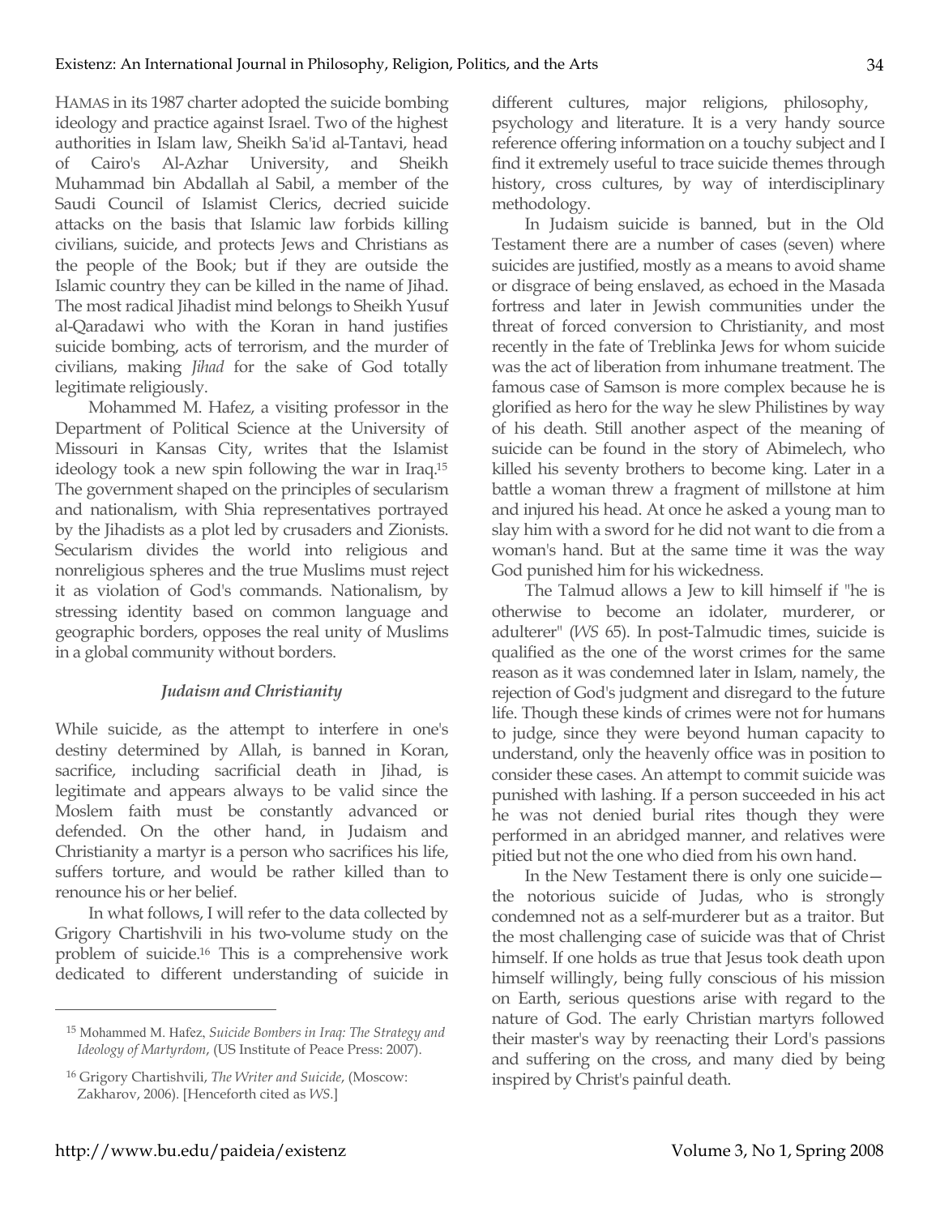HAMAS in its 1987 charter adopted the suicide bombing ideology and practice against Israel. Two of the highest authorities in Islam law, Sheikh Sa'id al-Tantavi, head of Cairo's Al-Azhar University, and Sheikh Muhammad bin Abdallah al Sabil, a member of the Saudi Council of Islamist Clerics, decried suicide attacks on the basis that Islamic law forbids killing civilians, suicide, and protects Jews and Christians as the people of the Book; but if they are outside the Islamic country they can be killed in the name of Jihad. The most radical Jihadist mind belongs to Sheikh Yusuf al-Qaradawi who with the Koran in hand justifies suicide bombing, acts of terrorism, and the murder of civilians, making *Jihad* for the sake of God totally legitimate religiously.

Mohammed M. Hafez, a visiting professor in the Department of Political Science at the University of Missouri in Kansas City, writes that the Islamist ideology took a new spin following the war in Iraq.[15] The government shaped on the principles of secularism and nationalism, with Shia representatives portrayed by the Jihadists as a plot led by crusaders and Zionists. Secularism divides the world into religious and nonreligious spheres and the true Muslims must reject it as violation of God's commands. Nationalism, by stressing identity based on common language and geographic borders, opposes the real unity of Muslims in a global community without borders.

### *Judaism and Christianity*

While suicide, as the attempt to interfere in one's destiny determined by Allah, is banned in Koran, sacrifice, including sacrificial death in Jihad, is legitimate and appears always to be valid since the Moslem faith must be constantly advanced or defended. On the other hand, in Judaism and Christianity a martyr is a person who sacrifices his life, suffers torture, and would be rather killed than to renounce his or her belief.

In what follows, I will refer to the data collected by Grigory Chartishvili in his two-volume study on the problem of suicide.[16] This is a comprehensive work dedicated to different understanding of suicide in different cultures, major religions, philosophy, psychology and literature. It is a very handy source reference offering information on a touchy subject and I find it extremely useful to trace suicide themes through history, cross cultures, by way of interdisciplinary methodology.

In Judaism suicide is banned, but in the Old Testament there are a number of cases (seven) where suicides are justified, mostly as a means to avoid shame or disgrace of being enslaved, as echoed in the Masada fortress and later in Jewish communities under the threat of forced conversion to Christianity, and most recently in the fate of Treblinka Jews for whom suicide was the act of liberation from inhumane treatment. The famous case of Samson is more complex because he is glorified as hero for the way he slew Philistines by way of his death. Still another aspect of the meaning of suicide can be found in the story of Abimelech, who killed his seventy brothers to become king. Later in a battle a woman threw a fragment of millstone at him and injured his head. At once he asked a young man to slay him with a sword for he did not want to die from a woman's hand. But at the same time it was the way God punished him for his wickedness.

The Talmud allows a Jew to kill himself if "he is otherwise to become an idolater, murderer, or adulterer" (*WS* 65). In post-Talmudic times, suicide is qualified as the one of the worst crimes for the same reason as it was condemned later in Islam, namely, the rejection of God's judgment and disregard to the future life. Though these kinds of crimes were not for humans to judge, since they were beyond human capacity to understand, only the heavenly office was in position to consider these cases. An attempt to commit suicide was punished with lashing. If a person succeeded in his act he was not denied burial rites though they were performed in an abridged manner, and relatives were pitied but not the one who died from his own hand.

In the New Testament there is only one suicide—the notorious suicide of Judas, who is strongly condemned not as a self-murderer but as a traitor. But the most challenging case of suicide was that of Christ himself. If one holds as true that Jesus took death upon himself willingly, being fully conscious of his mission on Earth, serious questions arise with regard to the nature of God. The early Christian martyrs followed their master's way by reenacting their Lord's passions and suffering on the cross, and many died by being inspired by Christ's painful death.

---

[15] Mohammed M. Hafez, *Suicide Bombers in Iraq: The Strategy and Ideology of Martyrdom*, (US Institute of Peace Press: 2007).

[16] Grigory Chartishvili, *The Writer and Suicide*, (Moscow: Zakharov, 2006). [Henceforth cited as *WS*.]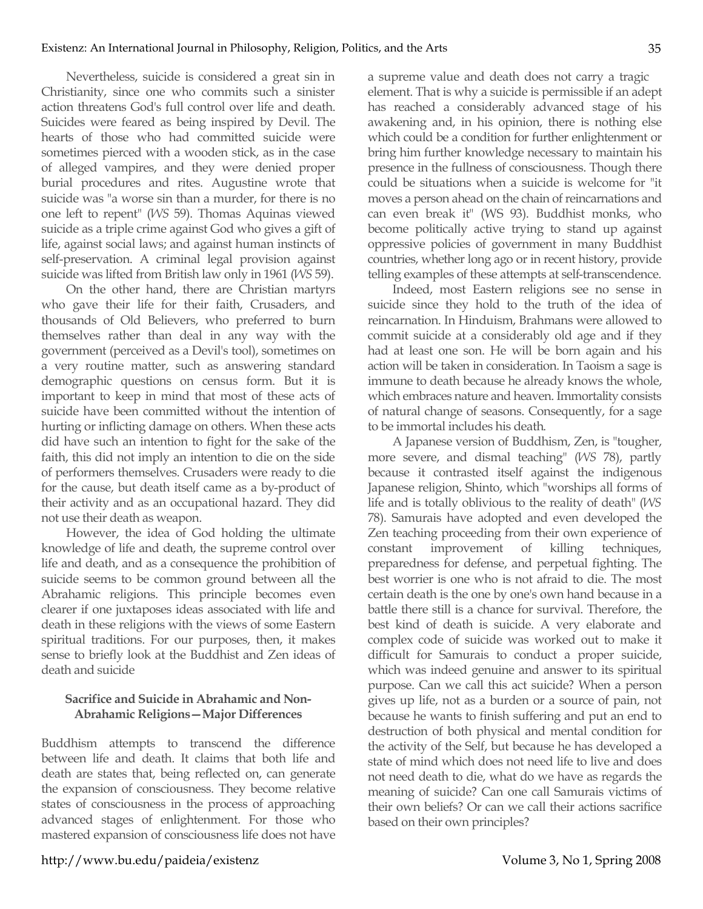Nevertheless, suicide is considered a great sin in Christianity, since one who commits such a sinister action threatens God's full control over life and death. Suicides were feared as being inspired by Devil. The hearts of those who had committed suicide were sometimes pierced with a wooden stick, as in the case of alleged vampires, and they were denied proper burial procedures and rites. Augustine wrote that suicide was "a worse sin than a murder, for there is no one left to repent" (*WS* 59). Thomas Aquinas viewed suicide as a triple crime against God who gives a gift of life, against social laws; and against human instincts of self-preservation. A criminal legal provision against suicide was lifted from British law only in 1961 (*WS* 59).

On the other hand, there are Christian martyrs who gave their life for their faith, Crusaders, and thousands of Old Believers, who preferred to burn themselves rather than deal in any way with the government (perceived as a Devil's tool), sometimes on a very routine matter, such as answering standard demographic questions on census form. But it is important to keep in mind that most of these acts of suicide have been committed without the intention of hurting or inflicting damage on others. When these acts did have such an intention to fight for the sake of the faith, this did not imply an intention to die on the side of performers themselves. Crusaders were ready to die for the cause, but death itself came as a by-product of their activity and as an occupational hazard. They did not use their death as weapon.

However, the idea of God holding the ultimate knowledge of life and death, the supreme control over life and death, and as a consequence the prohibition of suicide seems to be common ground between all the Abrahamic religions. This principle becomes even clearer if one juxtaposes ideas associated with life and death in these religions with the views of some Eastern spiritual traditions. For our purposes, then, it makes sense to briefly look at the Buddhist and Zen ideas of death and suicide

**Sacrifice and Suicide in Abrahamic and Non-Abrahamic Religions—Major Differences**

Buddhism attempts to transcend the difference between life and death. It claims that both life and death are states that, being reflected on, can generate the expansion of consciousness. They become relative states of consciousness in the process of approaching advanced stages of enlightenment. For those who mastered expansion of consciousness life does not have a supreme value and death does not carry a tragic element. That is why a suicide is permissible if an adept has reached a considerably advanced stage of his awakening and, in his opinion, there is nothing else which could be a condition for further enlightenment or bring him further knowledge necessary to maintain his presence in the fullness of consciousness. Though there could be situations when a suicide is welcome for "it moves a person ahead on the chain of reincarnations and can even break it" (WS 93). Buddhist monks, who become politically active trying to stand up against oppressive policies of government in many Buddhist countries, whether long ago or in recent history, provide telling examples of these attempts at self-transcendence.

Indeed, most Eastern religions see no sense in suicide since they hold to the truth of the idea of reincarnation. In Hinduism, Brahmans were allowed to commit suicide at a considerably old age and if they had at least one son. He will be born again and his action will be taken in consideration. In Taoism a sage is immune to death because he already knows the whole, which embraces nature and heaven. Immortality consists of natural change of seasons. Consequently, for a sage to be immortal includes his death.

A Japanese version of Buddhism, Zen, is "tougher, more severe, and dismal teaching" (*WS* 78), partly because it contrasted itself against the indigenous Japanese religion, Shinto, which "worships all forms of life and is totally oblivious to the reality of death" (*WS* 78). Samurais have adopted and even developed the Zen teaching proceeding from their own experience of constant improvement of killing techniques, preparedness for defense, and perpetual fighting. The best worrier is one who is not afraid to die. The most certain death is the one by one's own hand because in a battle there still is a chance for survival. Therefore, the best kind of death is suicide. A very elaborate and complex code of suicide was worked out to make it difficult for Samurais to conduct a proper suicide, which was indeed genuine and answer to its spiritual purpose. Can we call this act suicide? When a person gives up life, not as a burden or a source of pain, not because he wants to finish suffering and put an end to destruction of both physical and mental condition for the activity of the Self, but because he has developed a state of mind which does not need life to live and does not need death to die, what do we have as regards the meaning of suicide? Can one call Samurais victims of their own beliefs? Or can we call their actions sacrifice based on their own principles?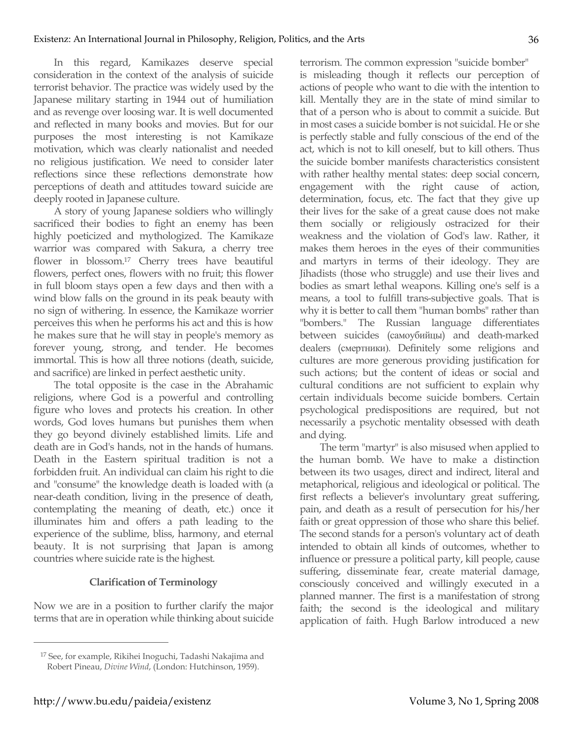In this regard, Kamikazes deserve special consideration in the context of the analysis of suicide terrorist behavior. The practice was widely used by the Japanese military starting in 1944 out of humiliation and as revenge over loosing war. It is well documented and reflected in many books and movies. But for our purposes the most interesting is not Kamikaze motivation, which was clearly nationalist and needed no religious justification. We need to consider later reflections since these reflections demonstrate how perceptions of death and attitudes toward suicide are deeply rooted in Japanese culture.

A story of young Japanese soldiers who willingly sacrificed their bodies to fight an enemy has been highly poeticized and mythologized. The Kamikaze warrior was compared with Sakura, a cherry tree flower in blossom.[17] Cherry trees have beautiful flowers, perfect ones, flowers with no fruit; this flower in full bloom stays open a few days and then with a wind blow falls on the ground in its peak beauty with no sign of withering. In essence, the Kamikaze worrier perceives this when he performs his act and this is how he makes sure that he will stay in people's memory as forever young, strong, and tender. He becomes immortal. This is how all three notions (death, suicide, and sacrifice) are linked in perfect aesthetic unity.

The total opposite is the case in the Abrahamic religions, where God is a powerful and controlling figure who loves and protects his creation. In other words, God loves humans but punishes them when they go beyond divinely established limits. Life and death are in God's hands, not in the hands of humans. Death in the Eastern spiritual tradition is not a forbidden fruit. An individual can claim his right to die and "consume" the knowledge death is loaded with (a near-death condition, living in the presence of death, contemplating the meaning of death, etc.) once it illuminates him and offers a path leading to the experience of the sublime, bliss, harmony, and eternal beauty. It is not surprising that Japan is among countries where suicide rate is the highest.

### Clarification of Terminology

Now we are in a position to further clarify the major terms that are in operation while thinking about suicide terrorism. The common expression "suicide bomber" is misleading though it reflects our perception of actions of people who want to die with the intention to kill. Mentally they are in the state of mind similar to that of a person who is about to commit a suicide. But in most cases a suicide bomber is not suicidal. He or she is perfectly stable and fully conscious of the end of the act, which is not to kill oneself, but to kill others. Thus the suicide bomber manifests characteristics consistent with rather healthy mental states: deep social concern, engagement with the right cause of action, determination, focus, etc. The fact that they give up their lives for the sake of a great cause does not make them socially or religiously ostracized for their weakness and the violation of God's law. Rather, it makes them heroes in the eyes of their communities and martyrs in terms of their ideology. They are Jihadists (those who struggle) and use their lives and bodies as smart lethal weapons. Killing one's self is a means, a tool to fulfill trans-subjective goals. That is why it is better to call them "human bombs" rather than "bombers." The Russian language differentiates between suicides (самоубийцы) and death-marked dealers (смертники). Definitely some religions and cultures are more generous providing justification for such actions; but the content of ideas or social and cultural conditions are not sufficient to explain why certain individuals become suicide bombers. Certain psychological predispositions are required, but not necessarily a psychotic mentality obsessed with death and dying.

The term "martyr" is also misused when applied to the human bomb. We have to make a distinction between its two usages, direct and indirect, literal and metaphorical, religious and ideological or political. The first reflects a believer's involuntary great suffering, pain, and death as a result of persecution for his/her faith or great oppression of those who share this belief. The second stands for a person's voluntary act of death intended to obtain all kinds of outcomes, whether to influence or pressure a political party, kill people, cause suffering, disseminate fear, create material damage, consciously conceived and willingly executed in a planned manner. The first is a manifestation of strong faith; the second is the ideological and military application of faith. Hugh Barlow introduced a new

---

[17] See, for example, Rikihei Inoguchi, Tadashi Nakajima and Robert Pineau, *Divine Wind*, (London: Hutchinson, 1959).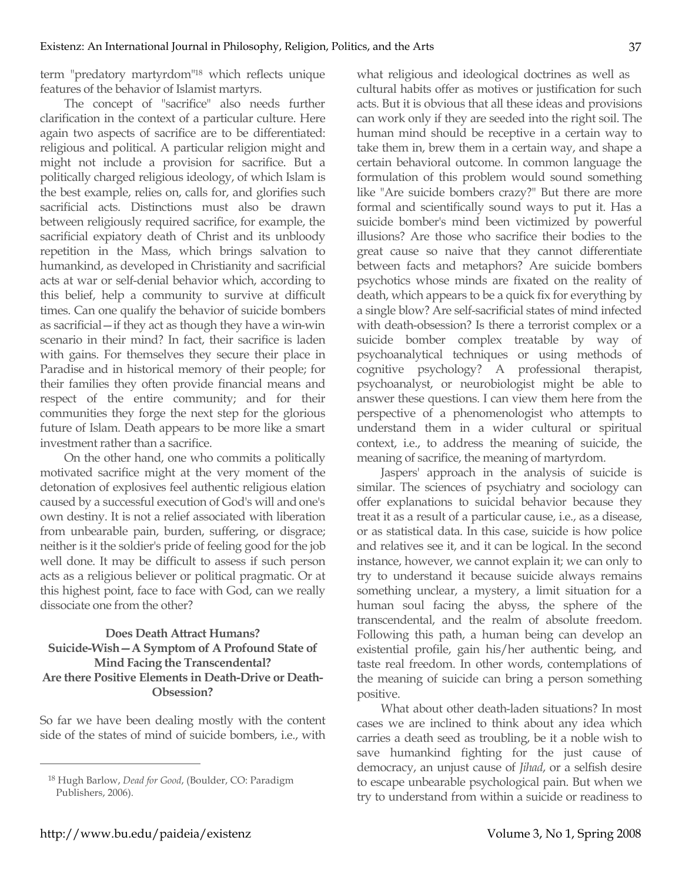term "predatory martyrdom"[18] which reflects unique features of the behavior of Islamist martyrs.

The concept of "sacrifice" also needs further clarification in the context of a particular culture. Here again two aspects of sacrifice are to be differentiated: religious and political. A particular religion might and might not include a provision for sacrifice. But a politically charged religious ideology, of which Islam is the best example, relies on, calls for, and glorifies such sacrificial acts. Distinctions must also be drawn between religiously required sacrifice, for example, the sacrificial expiatory death of Christ and its unbloody repetition in the Mass, which brings salvation to humankind, as developed in Christianity and sacrificial acts at war or self-denial behavior which, according to this belief, help a community to survive at difficult times. Can one qualify the behavior of suicide bombers as sacrificial—if they act as though they have a win-win scenario in their mind? In fact, their sacrifice is laden with gains. For themselves they secure their place in Paradise and in historical memory of their people; for their families they often provide financial means and respect of the entire community; and for their communities they forge the next step for the glorious future of Islam. Death appears to be more like a smart investment rather than a sacrifice.

On the other hand, one who commits a politically motivated sacrifice might at the very moment of the detonation of explosives feel authentic religious elation caused by a successful execution of God's will and one's own destiny. It is not a relief associated with liberation from unbearable pain, burden, suffering, or disgrace; neither is it the soldier's pride of feeling good for the job well done. It may be difficult to assess if such person acts as a religious believer or political pragmatic. Or at this highest point, face to face with God, can we really dissociate one from the other?

### Does Death Attract Humans? Suicide-Wish—A Symptom of A Profound State of Mind Facing the Transcendental? Are there Positive Elements in Death-Drive or Death-Obsession?

So far we have been dealing mostly with the content side of the states of mind of suicide bombers, i.e., with what religious and ideological doctrines as well as cultural habits offer as motives or justification for such acts. But it is obvious that all these ideas and provisions can work only if they are seeded into the right soil. The human mind should be receptive in a certain way to take them in, brew them in a certain way, and shape a certain behavioral outcome. In common language the formulation of this problem would sound something like "Are suicide bombers crazy?" But there are more formal and scientifically sound ways to put it. Has a suicide bomber's mind been victimized by powerful illusions? Are those who sacrifice their bodies to the great cause so naive that they cannot differentiate between facts and metaphors? Are suicide bombers psychotics whose minds are fixated on the reality of death, which appears to be a quick fix for everything by a single blow? Are self-sacrificial states of mind infected with death-obsession? Is there a terrorist complex or a suicide bomber complex treatable by way of psychoanalytical techniques or using methods of cognitive psychology? A professional therapist, psychoanalyst, or neurobiologist might be able to answer these questions. I can view them here from the perspective of a phenomenologist who attempts to understand them in a wider cultural or spiritual context, i.e., to address the meaning of suicide, the meaning of sacrifice, the meaning of martyrdom.

Jaspers' approach in the analysis of suicide is similar. The sciences of psychiatry and sociology can offer explanations to suicidal behavior because they treat it as a result of a particular cause, i.e., as a disease, or as statistical data. In this case, suicide is how police and relatives see it, and it can be logical. In the second instance, however, we cannot explain it; we can only to try to understand it because suicide always remains something unclear, a mystery, a limit situation for a human soul facing the abyss, the sphere of the transcendental, and the realm of absolute freedom. Following this path, a human being can develop an existential profile, gain his/her authentic being, and taste real freedom. In other words, contemplations of the meaning of suicide can bring a person something positive.

What about other death-laden situations? In most cases we are inclined to think about any idea which carries a death seed as troubling, be it a noble wish to save humankind fighting for the just cause of democracy, an unjust cause of *Jihad*, or a selfish desire to escape unbearable psychological pain. But when we try to understand from within a suicide or readiness to

[18] Hugh Barlow, *Dead for Good*, (Boulder, CO: Paradigm Publishers, 2006).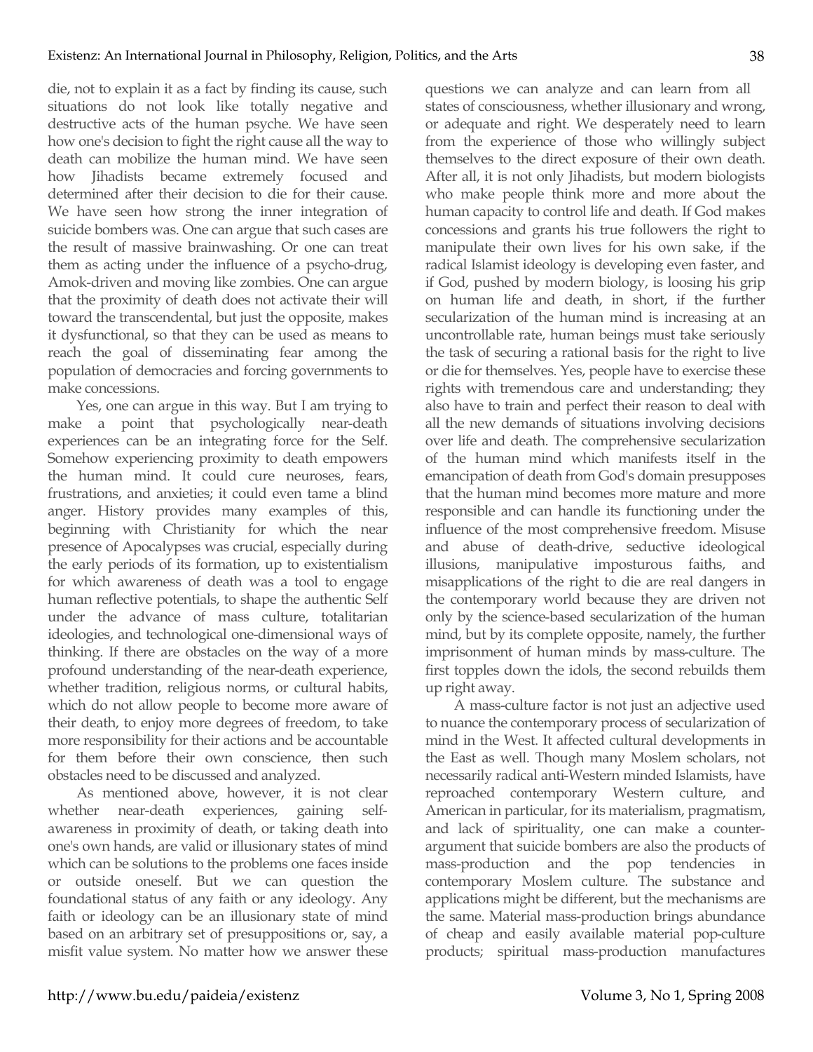die, not to explain it as a fact by finding its cause, such situations do not look like totally negative and destructive acts of the human psyche. We have seen how one's decision to fight the right cause all the way to death can mobilize the human mind. We have seen how Jihadists became extremely focused and determined after their decision to die for their cause. We have seen how strong the inner integration of suicide bombers was. One can argue that such cases are the result of massive brainwashing. Or one can treat them as acting under the influence of a psycho-drug, Amok-driven and moving like zombies. One can argue that the proximity of death does not activate their will toward the transcendental, but just the opposite, makes it dysfunctional, so that they can be used as means to reach the goal of disseminating fear among the population of democracies and forcing governments to make concessions.

Yes, one can argue in this way. But I am trying to make a point that psychologically near-death experiences can be an integrating force for the Self. Somehow experiencing proximity to death empowers the human mind. It could cure neuroses, fears, frustrations, and anxieties; it could even tame a blind anger. History provides many examples of this, beginning with Christianity for which the near presence of Apocalypses was crucial, especially during the early periods of its formation, up to existentialism for which awareness of death was a tool to engage human reflective potentials, to shape the authentic Self under the advance of mass culture, totalitarian ideologies, and technological one-dimensional ways of thinking. If there are obstacles on the way of a more profound understanding of the near-death experience, whether tradition, religious norms, or cultural habits, which do not allow people to become more aware of their death, to enjoy more degrees of freedom, to take more responsibility for their actions and be accountable for them before their own conscience, then such obstacles need to be discussed and analyzed.

As mentioned above, however, it is not clear whether near-death experiences, gaining self-awareness in proximity of death, or taking death into one's own hands, are valid or illusionary states of mind which can be solutions to the problems one faces inside or outside oneself. But we can question the foundational status of any faith or any ideology. Any faith or ideology can be an illusionary state of mind based on an arbitrary set of presuppositions or, say, a misfit value system. No matter how we answer these questions we can analyze and can learn from all states of consciousness, whether illusionary and wrong, or adequate and right. We desperately need to learn from the experience of those who willingly subject themselves to the direct exposure of their own death. After all, it is not only Jihadists, but modern biologists who make people think more and more about the human capacity to control life and death. If God makes concessions and grants his true followers the right to manipulate their own lives for his own sake, if the radical Islamist ideology is developing even faster, and if God, pushed by modern biology, is loosing his grip on human life and death, in short, if the further secularization of the human mind is increasing at an uncontrollable rate, human beings must take seriously the task of securing a rational basis for the right to live or die for themselves. Yes, people have to exercise these rights with tremendous care and understanding; they also have to train and perfect their reason to deal with all the new demands of situations involving decisions over life and death. The comprehensive secularization of the human mind which manifests itself in the emancipation of death from God's domain presupposes that the human mind becomes more mature and more responsible and can handle its functioning under the influence of the most comprehensive freedom. Misuse and abuse of death-drive, seductive ideological illusions, manipulative imposturous faiths, and misapplications of the right to die are real dangers in the contemporary world because they are driven not only by the science-based secularization of the human mind, but by its complete opposite, namely, the further imprisonment of human minds by mass-culture. The first topples down the idols, the second rebuilds them up right away.

A mass-culture factor is not just an adjective used to nuance the contemporary process of secularization of mind in the West. It affected cultural developments in the East as well. Though many Moslem scholars, not necessarily radical anti-Western minded Islamists, have reproached contemporary Western culture, and American in particular, for its materialism, pragmatism, and lack of spirituality, one can make a counter-argument that suicide bombers are also the products of mass-production and the pop tendencies in contemporary Moslem culture. The substance and applications might be different, but the mechanisms are the same. Material mass-production brings abundance of cheap and easily available material pop-culture products; spiritual mass-production manufactures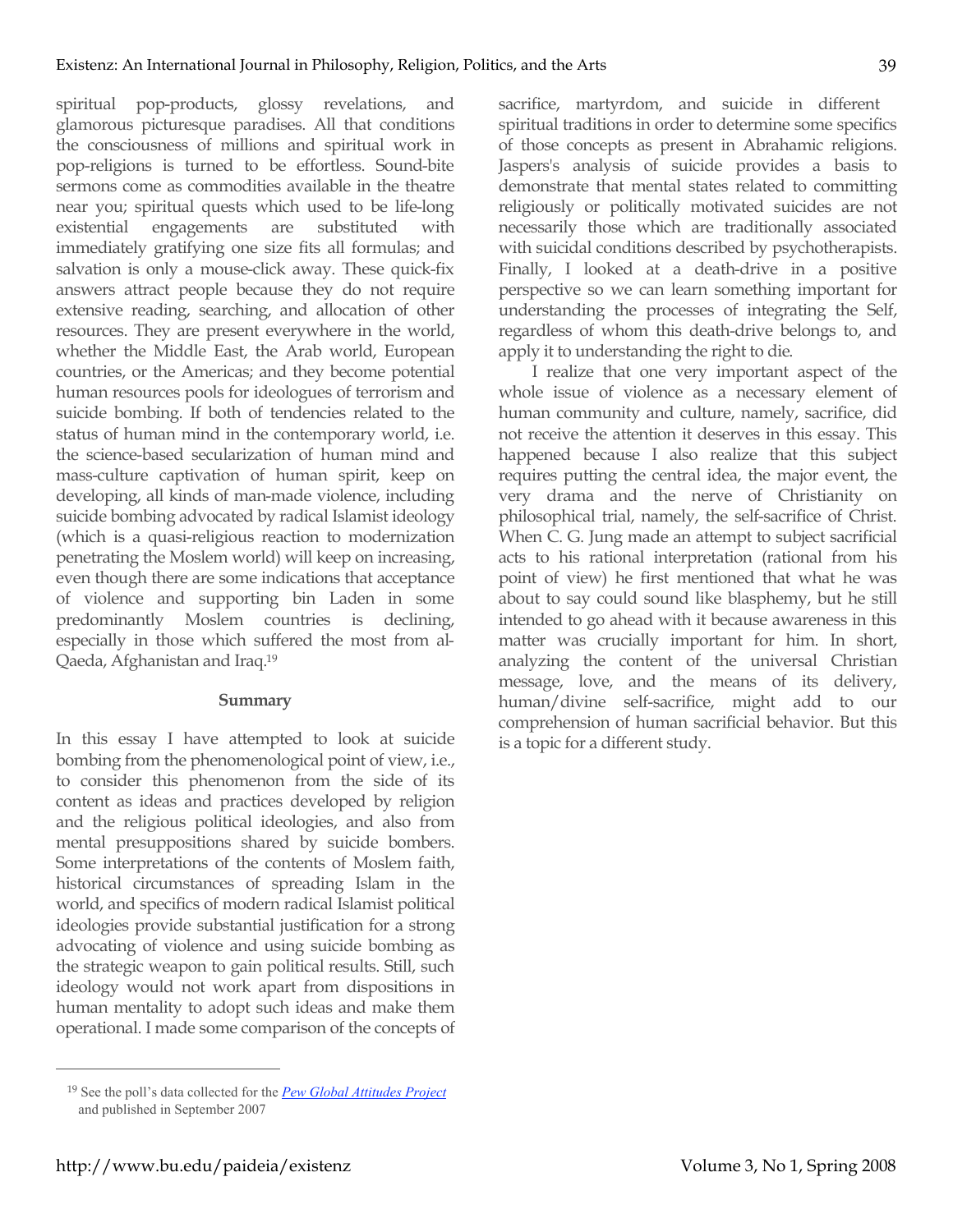spiritual pop-products, glossy revelations, and glamorous picturesque paradises. All that conditions the consciousness of millions and spiritual work in pop-religions is turned to be effortless. Sound-bite sermons come as commodities available in the theatre near you; spiritual quests which used to be life-long existential engagements are substituted with immediately gratifying one size fits all formulas; and salvation is only a mouse-click away. These quick-fix answers attract people because they do not require extensive reading, searching, and allocation of other resources. They are present everywhere in the world, whether the Middle East, the Arab world, European countries, or the Americas; and they become potential human resources pools for ideologues of terrorism and suicide bombing. If both of tendencies related to the status of human mind in the contemporary world, i.e. the science-based secularization of human mind and mass-culture captivation of human spirit, keep on developing, all kinds of man-made violence, including suicide bombing advocated by radical Islamist ideology (which is a quasi-religious reaction to modernization penetrating the Moslem world) will keep on increasing, even though there are some indications that acceptance of violence and supporting bin Laden in some predominantly Moslem countries is declining, especially in those which suffered the most from al-Qaeda, Afghanistan and Iraq.[19]

## Summary

In this essay I have attempted to look at suicide bombing from the phenomenological point of view, i.e., to consider this phenomenon from the side of its content as ideas and practices developed by religion and the religious political ideologies, and also from mental presuppositions shared by suicide bombers. Some interpretations of the contents of Moslem faith, historical circumstances of spreading Islam in the world, and specifics of modern radical Islamist political ideologies provide substantial justification for a strong advocating of violence and using suicide bombing as the strategic weapon to gain political results. Still, such ideology would not work apart from dispositions in human mentality to adopt such ideas and make them operational. I made some comparison of the concepts of sacrifice, martyrdom, and suicide in different spiritual traditions in order to determine some specifics of those concepts as present in Abrahamic religions. Jaspers's analysis of suicide provides a basis to demonstrate that mental states related to committing religiously or politically motivated suicides are not necessarily those which are traditionally associated with suicidal conditions described by psychotherapists. Finally, I looked at a death-drive in a positive perspective so we can learn something important for understanding the processes of integrating the Self, regardless of whom this death-drive belongs to, and apply it to understanding the right to die.

I realize that one very important aspect of the whole issue of violence as a necessary element of human community and culture, namely, sacrifice, did not receive the attention it deserves in this essay. This happened because I also realize that this subject requires putting the central idea, the major event, the very drama and the nerve of Christianity on philosophical trial, namely, the self-sacrifice of Christ. When C. G. Jung made an attempt to subject sacrificial acts to his rational interpretation (rational from his point of view) he first mentioned that what he was about to say could sound like blasphemy, but he still intended to go ahead with it because awareness in this matter was crucially important for him. In short, analyzing the content of the universal Christian message, love, and the means of its delivery, human/divine self-sacrifice, might add to our comprehension of human sacrificial behavior. But this is a topic for a different study.

---

[19] See the poll's data collected for the *Pew Global Attitudes Project* and published in September 2007